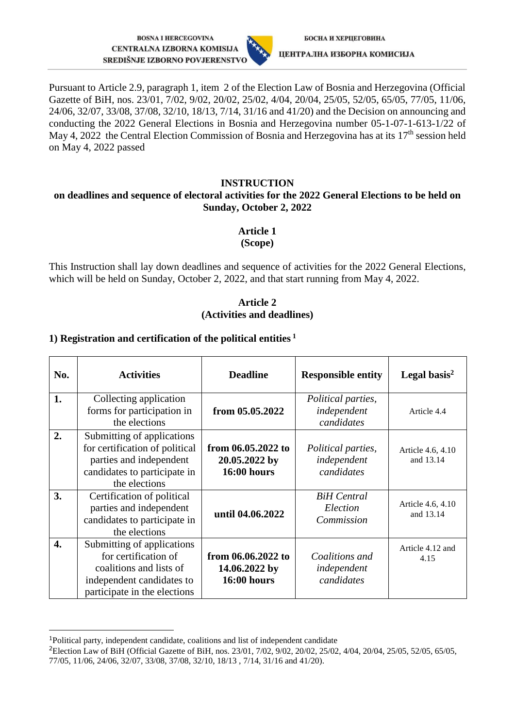BOSNA I HERCEGOVINA
CENTRALNA IZBORNA KOMISIJA
SREDIŠNJE IZBORNO POVJERENSTVO

БОСНА И ХЕРЦЕГОВИНА
ЦЕНТРАЛНА ИЗБОРНА КОМИСИЈА

Pursuant to Article 2.9, paragraph 1, item 2 of the Election Law of Bosnia and Herzegovina (Official Gazette of BiH, nos. 23/01, 7/02, 9/02, 20/02, 25/02, 4/04, 20/04, 25/05, 52/05, 65/05, 77/05, 11/06, 24/06, 32/07, 33/08, 37/08, 32/10, 18/13, 7/14, 31/16 and 41/20) and the Decision on announcing and conducting the 2022 General Elections in Bosnia and Herzegovina number 05-1-07-1-613-1/22 of May 4, 2022 the Central Election Commission of Bosnia and Herzegovina has at its 17th session held on May 4, 2022 passed

**INSTRUCTION**
**on deadlines and sequence of electoral activities for the 2022 General Elections to be held on Sunday, October 2, 2022**

**Article 1**
**(Scope)**

This Instruction shall lay down deadlines and sequence of activities for the 2022 General Elections, which will be held on Sunday, October 2, 2022, and that start running from May 4, 2022.

**Article 2**
**(Activities and deadlines)**

**1) Registration and certification of the political entities [1]**

| No. | Activities | Deadline | Responsible entity | Legal basis[2] |
|---|---|---|---|---|
| **1.** | Collecting application forms for participation in the elections | **from 05.05.2022** | *Political parties, independent candidates* | Article 4.4 |
| **2.** | Submitting of applications for certification of political parties and independent candidates to participate in the elections | **from 06.05.2022 to 20.05.2022 by 16:00 hours** | *Political parties, independent candidates* | Article 4.6, 4.10 and 13.14 |
| **3.** | Certification of political parties and independent candidates to participate in the elections | **until 04.06.2022** | *BiH Central Election Commission* | Article 4.6, 4.10 and 13.14 |
| **4.** | Submitting of applications for certification of coalitions and lists of independent candidates to participate in the elections | **from 06.06.2022 to 14.06.2022 by 16:00 hours** | *Coalitions and independent candidates* | Article 4.12 and 4.15 |

[1] Political party, independent candidate, coalitions and list of independent candidate

[2] Election Law of BiH (Official Gazette of BiH, nos. 23/01, 7/02, 9/02, 20/02, 25/02, 4/04, 20/04, 25/05, 52/05, 65/05, 77/05, 11/06, 24/06, 32/07, 33/08, 37/08, 32/10, 18/13 , 7/14, 31/16 and 41/20).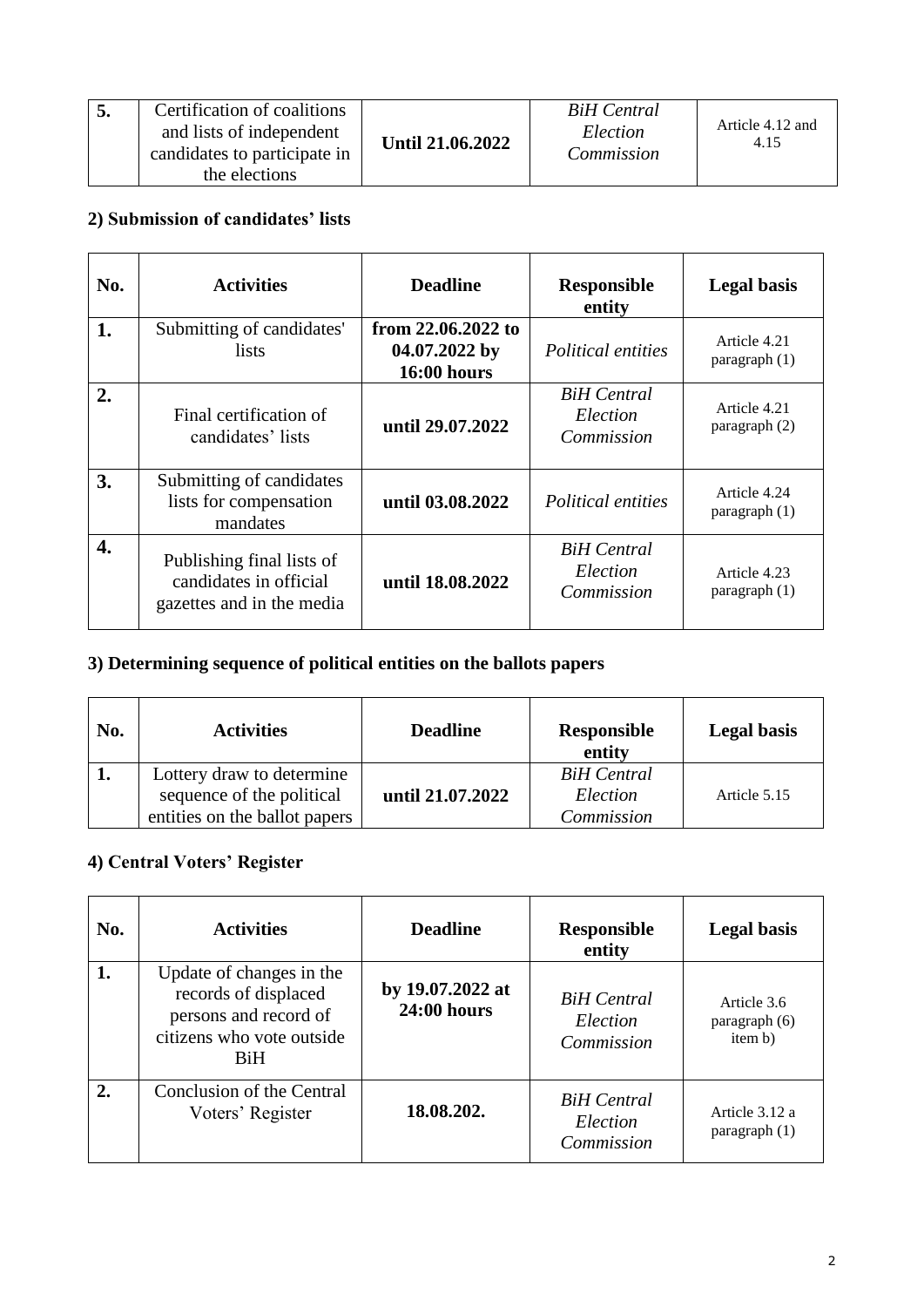| 5. | Certification of coalitions and lists of independent candidates to participate in the elections | **Until 21.06.2022** | *BiH Central Election Commission* | Article 4.12 and 4.15 |
|---|---|---|---|---|

## 2) Submission of candidates' lists

| No. | Activities | Deadline | Responsible entity | Legal basis |
|---|---|---|---|---|
| **1.** | Submitting of candidates' lists | **from 22.06.2022 to 04.07.2022 by 16:00 hours** | *Political entities* | Article 4.21 paragraph (1) |
| **2.** | Final certification of candidates' lists | **until 29.07.2022** | *BiH Central Election Commission* | Article 4.21 paragraph (2) |
| **3.** | Submitting of candidates lists for compensation mandates | **until 03.08.2022** | *Political entities* | Article 4.24 paragraph (1) |
| **4.** | Publishing final lists of candidates in official gazettes and in the media | **until 18.08.2022** | *BiH Central Election Commission* | Article 4.23 paragraph (1) |

## 3) Determining sequence of political entities on the ballots papers

| No. | Activities | Deadline | Responsible entity | Legal basis |
|---|---|---|---|---|
| **1.** | Lottery draw to determine sequence of the political entities on the ballot papers | **until 21.07.2022** | *BiH Central Election Commission* | Article 5.15 |

## 4) Central Voters' Register

| No. | Activities | Deadline | Responsible entity | Legal basis |
|---|---|---|---|---|
| **1.** | Update of changes in the records of displaced persons and record of citizens who vote outside BiH | **by 19.07.2022 at 24:00 hours** | *BiH Central Election Commission* | Article 3.6 paragraph (6) item b) |
| **2.** | Conclusion of the Central Voters' Register | **18.08.202.** | *BiH Central Election Commission* | Article 3.12 a paragraph (1) |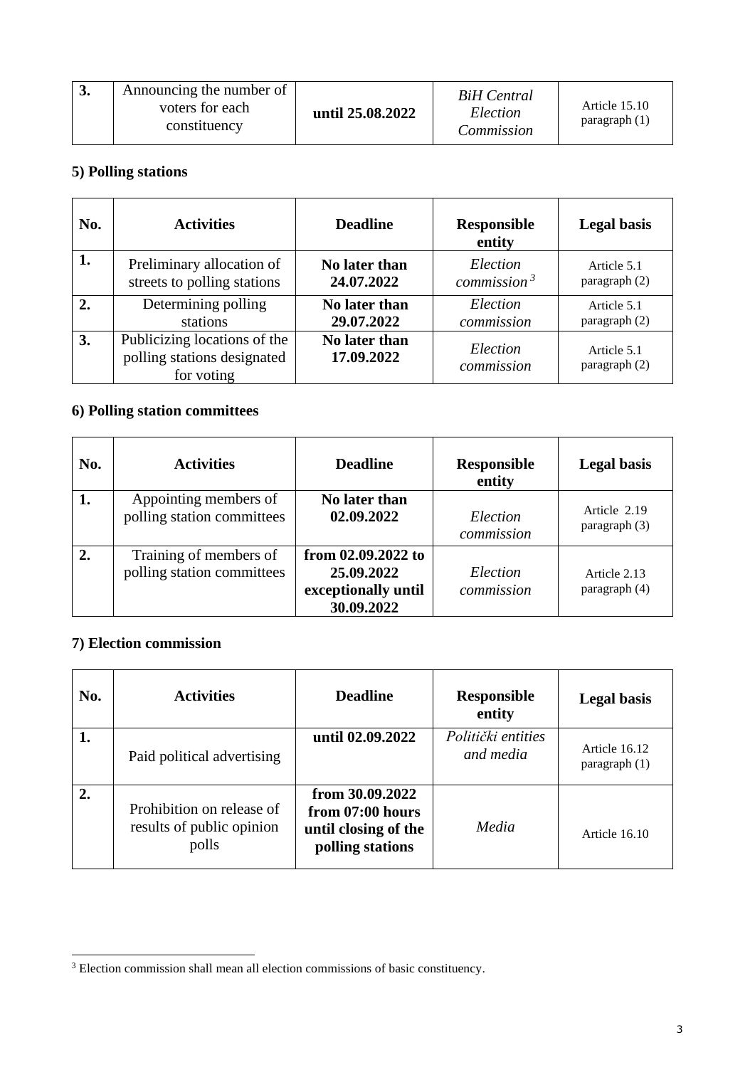| 3. | Announcing the number of voters for each constituency | **until 25.08.2022** | *BiH Central Election Commission* | Article 15.10 paragraph (1) |
|---|---|---|---|---|

### 5) Polling stations

| No. | Activities | Deadline | Responsible entity | Legal basis |
|---|---|---|---|---|
| **1.** | Preliminary allocation of streets to polling stations | **No later than 24.07.2022** | *Election commission*[3] | Article 5.1 paragraph (2) |
| **2.** | Determining polling stations | **No later than 29.07.2022** | *Election commission* | Article 5.1 paragraph (2) |
| **3.** | Publicizing locations of the polling stations designated for voting | **No later than 17.09.2022** | *Election commission* | Article 5.1 paragraph (2) |

### 6) Polling station committees

| No. | Activities | Deadline | Responsible entity | Legal basis |
|---|---|---|---|---|
| **1.** | Appointing members of polling station committees | **No later than 02.09.2022** | *Election commission* | Article 2.19 paragraph (3) |
| **2.** | Training of members of polling station committees | **from 02.09.2022 to 25.09.2022 exceptionally until 30.09.2022** | *Election commission* | Article 2.13 paragraph (4) |

### 7) Election commission

| No. | Activities | Deadline | Responsible entity | Legal basis |
|---|---|---|---|---|
| **1.** | Paid political advertising | **until 02.09.2022** | *Politički entities and media* | Article 16.12 paragraph (1) |
| **2.** | Prohibition on release of results of public opinion polls | **from 30.09.2022 from 07:00 hours until closing of the polling stations** | *Media* | Article 16.10 |

[3] Election commission shall mean all election commissions of basic constituency.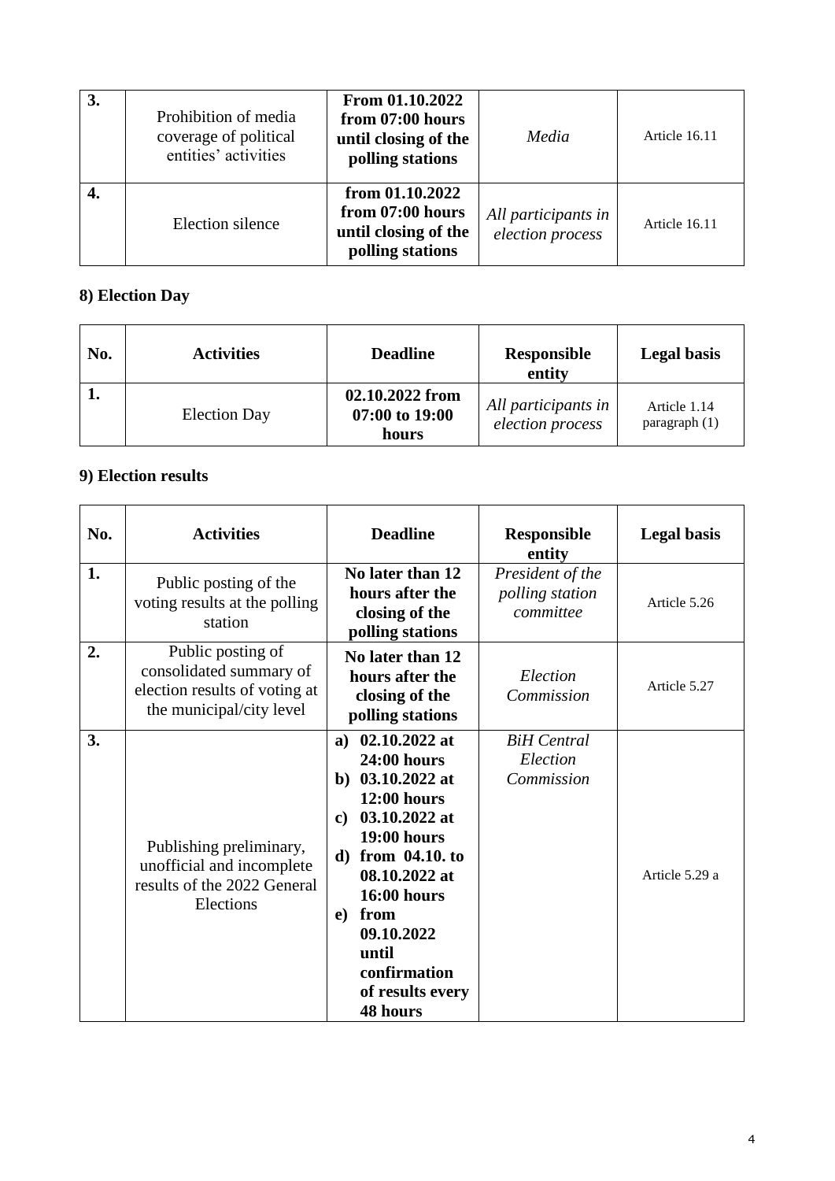| 3. | Prohibition of media coverage of political entities' activities | **From 01.10.2022 from 07:00 hours until closing of the polling stations** | *Media* | Article 16.11 |
|---|---|---|---|---|
| **4.** | Election silence | **from 01.10.2022 from 07:00 hours until closing of the polling stations** | *All participants in election process* | Article 16.11 |

## 8) Election Day

| No. | Activities | Deadline | Responsible entity | Legal basis |
|---|---|---|---|---|
| **1.** | Election Day | **02.10.2022 from 07:00 to 19:00 hours** | *All participants in election process* | Article 1.14 paragraph (1) |

## 9) Election results

| No. | Activities | Deadline | Responsible entity | Legal basis |
|---|---|---|---|---|
| **1.** | Public posting of the voting results at the polling station | **No later than 12 hours after the closing of the polling stations** | *President of the polling station committee* | Article 5.26 |
| **2.** | Public posting of consolidated summary of election results of voting at the municipal/city level | **No later than 12 hours after the closing of the polling stations** | *Election Commission* | Article 5.27 |
| **3.** | Publishing preliminary, unofficial and incomplete results of the 2022 General Elections | **a) 02.10.2022 at 24:00 hours**<br>**b) 03.10.2022 at 12:00 hours**<br>**c) 03.10.2022 at 19:00 hours**<br>**d) from 04.10. to 08.10.2022 at 16:00 hours**<br>**e) from 09.10.2022 until confirmation of results every 48 hours** | *BiH Central Election Commission* | Article 5.29 a |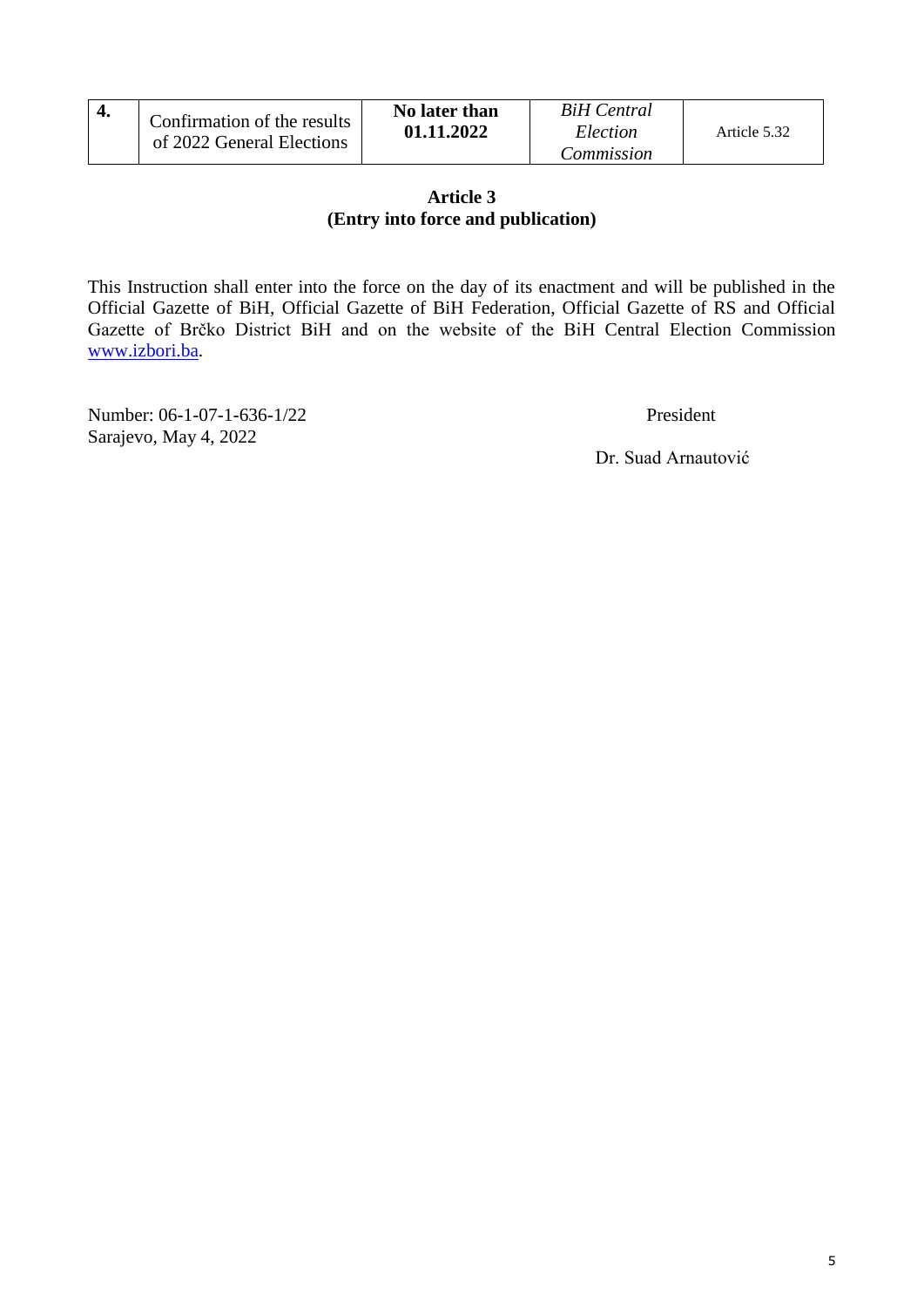| | | | | |
|---|---|---|---|---|
| **4.** | Confirmation of the results of 2022 General Elections | **No later than 01.11.2022** | *BiH Central Election Commission* | Article 5.32 |

**Article 3**
**(Entry into force and publication)**

This Instruction shall enter into the force on the day of its enactment and will be published in the Official Gazette of BiH, Official Gazette of BiH Federation, Official Gazette of RS and Official Gazette of Brčko District BiH and on the website of the BiH Central Election Commission www.izbori.ba.

Number: 06-1-07-1-636-1/22
Sarajevo, May 4, 2022

President

Dr. Suad Arnautović